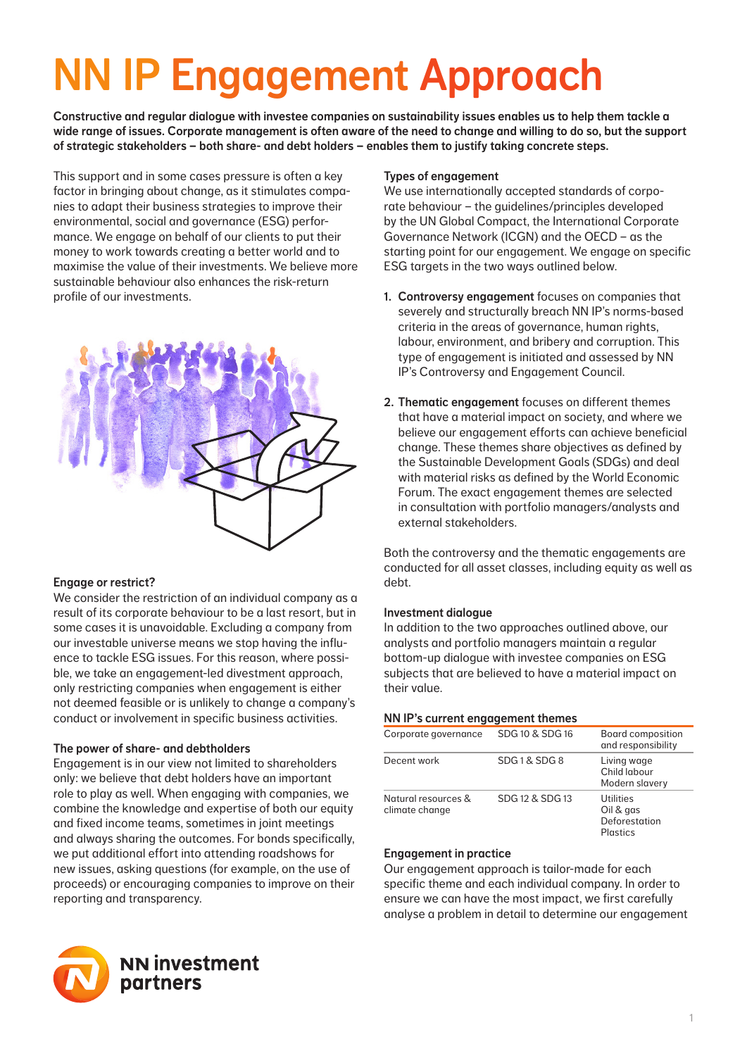# NN IP Engagement Approach

**Constructive and regular dialogue with investee companies on sustainability issues enables us to help them tackle a wide range of issues. Corporate management is often aware of the need to change and willing to do so, but the support of strategic stakeholders – both share- and debt holders – enables them to justify taking concrete steps.**

This support and in some cases pressure is often a key factor in bringing about change, as it stimulates companies to adapt their business strategies to improve their environmental, social and governance (ESG) performance. We engage on behalf of our clients to put their money to work towards creating a better world and to maximise the value of their investments. We believe more sustainable behaviour also enhances the risk-return profile of our investments.

### Engage or restrict?

We consider the restriction of an individual company as a result of its corporate behaviour to be a last resort, but in some cases it is unavoidable. Excluding a company from our investable universe means we stop having the influence to tackle ESG issues. For this reason, where possible, we take an engagement-led divestment approach, only restricting companies when engagement is either not deemed feasible or is unlikely to change a company's conduct or involvement in specific business activities.

### The power of share- and debtholders

Engagement is in our view not limited to shareholders only: we believe that debt holders have an important role to play as well. When engaging with companies, we combine the knowledge and expertise of both our equity and fixed income teams, sometimes in joint meetings and always sharing the outcomes. For bonds specifically, we put additional effort into attending roadshows for new issues, asking questions (for example, on the use of proceeds) or encouraging companies to improve on their reporting and transparency.

### Types of engagement

We use internationally accepted standards of corporate behaviour – the guidelines/principles developed by the UN Global Compact, the International Corporate Governance Network (ICGN) and the OECD – as the starting point for our engagement. We engage on specific ESG targets in the two ways outlined below.

1. **Controversy engagement** focuses on companies that severely and structurally breach NN IP's norms-based criteria in the areas of governance, human rights, labour, environment, and bribery and corruption. This type of engagement is initiated and assessed by NN IP's Controversy and Engagement Council.

2. **Thematic engagement** focuses on different themes that have a material impact on society, and where we believe our engagement efforts can achieve beneficial change. These themes share objectives as defined by the Sustainable Development Goals (SDGs) and deal with material risks as defined by the World Economic Forum. The exact engagement themes are selected in consultation with portfolio managers/analysts and external stakeholders.

Both the controversy and the thematic engagements are conducted for all asset classes, including equity as well as debt.

### Investment dialogue

In addition to the two approaches outlined above, our analysts and portfolio managers maintain a regular bottom-up dialogue with investee companies on ESG subjects that are believed to have a material impact on their value.

### NN IP's current engagement themes

| Theme | SDGs | Topics |
|---|---|---|
| Corporate governance | SDG 10 & SDG 16 | Board composition and responsibility |
| Decent work | SDG 1 & SDG 8 | Living wage<br>Child labour<br>Modern slavery |
| Natural resources & climate change | SDG 12 & SDG 13 | Utilities<br>Oil & gas<br>Deforestation<br>Plastics |

### Engagement in practice

Our engagement approach is tailor-made for each specific theme and each individual company. In order to ensure we can have the most impact, we first carefully analyse a problem in detail to determine our engagement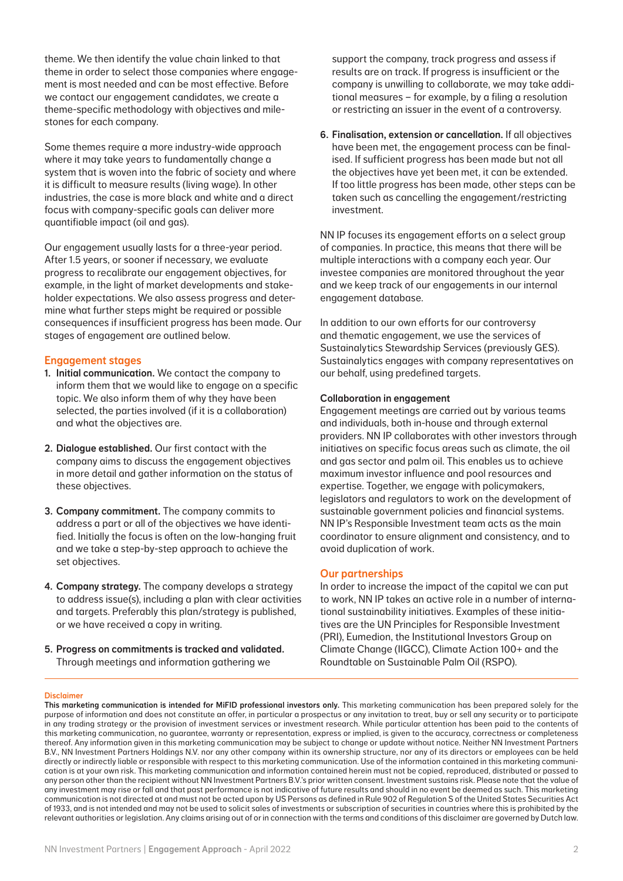theme. We then identify the value chain linked to that theme in order to select those companies where engagement is most needed and can be most effective. Before we contact our engagement candidates, we create a theme-specific methodology with objectives and milestones for each company.

Some themes require a more industry-wide approach where it may take years to fundamentally change a system that is woven into the fabric of society and where it is difficult to measure results (living wage). In other industries, the case is more black and white and a direct focus with company-specific goals can deliver more quantifiable impact (oil and gas).

Our engagement usually lasts for a three-year period. After 1.5 years, or sooner if necessary, we evaluate progress to recalibrate our engagement objectives, for example, in the light of market developments and stakeholder expectations. We also assess progress and determine what further steps might be required or possible consequences if insufficient progress has been made. Our stages of engagement are outlined below.

## Engagement stages

1. **Initial communication.** We contact the company to inform them that we would like to engage on a specific topic. We also inform them of why they have been selected, the parties involved (if it is a collaboration) and what the objectives are.

2. **Dialogue established.** Our first contact with the company aims to discuss the engagement objectives in more detail and gather information on the status of these objectives.

3. **Company commitment.** The company commits to address a part or all of the objectives we have identified. Initially the focus is often on the low-hanging fruit and we take a step-by-step approach to achieve the set objectives.

4. **Company strategy.** The company develops a strategy to address issue(s), including a plan with clear activities and targets. Preferably this plan/strategy is published, or we have received a copy in writing.

5. **Progress on commitments is tracked and validated.** Through meetings and information gathering we support the company, track progress and assess if results are on track. If progress is insufficient or the company is unwilling to collaborate, we may take additional measures – for example, by a filing a resolution or restricting an issuer in the event of a controversy.

6. **Finalisation, extension or cancellation.** If all objectives have been met, the engagement process can be finalised. If sufficient progress has been made but not all the objectives have yet been met, it can be extended. If too little progress has been made, other steps can be taken such as cancelling the engagement/restricting investment.

NN IP focuses its engagement efforts on a select group of companies. In practice, this means that there will be multiple interactions with a company each year. Our investee companies are monitored throughout the year and we keep track of our engagements in our internal engagement database.

In addition to our own efforts for our controversy and thematic engagement, we use the services of Sustainalytics Stewardship Services (previously GES). Sustainalytics engages with company representatives on our behalf, using predefined targets.

### Collaboration in engagement

Engagement meetings are carried out by various teams and individuals, both in-house and through external providers. NN IP collaborates with other investors through initiatives on specific focus areas such as climate, the oil and gas sector and palm oil. This enables us to achieve maximum investor influence and pool resources and expertise. Together, we engage with policymakers, legislators and regulators to work on the development of sustainable government policies and financial systems. NN IP's Responsible Investment team acts as the main coordinator to ensure alignment and consistency, and to avoid duplication of work.

## Our partnerships

In order to increase the impact of the capital we can put to work, NN IP takes an active role in a number of international sustainability initiatives. Examples of these initiatives are the UN Principles for Responsible Investment (PRI), Eumedion, the Institutional Investors Group on Climate Change (IIGCC), Climate Action 100+ and the Roundtable on Sustainable Palm Oil (RSPO).

---

**Disclaimer**

**This marketing communication is intended for MiFID professional investors only.** This marketing communication has been prepared solely for the purpose of information and does not constitute an offer, in particular a prospectus or any invitation to treat, buy or sell any security or to participate in any trading strategy or the provision of investment services or investment research. While particular attention has been paid to the contents of this marketing communication, no guarantee, warranty or representation, express or implied, is given to the accuracy, correctness or completeness thereof. Any information given in this marketing communication may be subject to change or update without notice. Neither NN Investment Partners B.V., NN Investment Partners Holdings N.V. nor any other company within its ownership structure, nor any of its directors or employees can be held directly or indirectly liable or responsible with respect to this marketing communication. Use of the information contained in this marketing communication is at your own risk. This marketing communication and information contained herein must not be copied, reproduced, distributed or passed to any person other than the recipient without NN Investment Partners B.V.'s prior written consent. Investment sustains risk. Please note that the value of any investment may rise or fall and that past performance is not indicative of future results and should in no event be deemed as such. This marketing communication is not directed at and must not be acted upon by US Persons as defined in Rule 902 of Regulation S of the United States Securities Act of 1933, and is not intended and may not be used to solicit sales of investments or subscription of securities in countries where this is prohibited by the relevant authorities or legislation. Any claims arising out of or in connection with the terms and conditions of this disclaimer are governed by Dutch law.